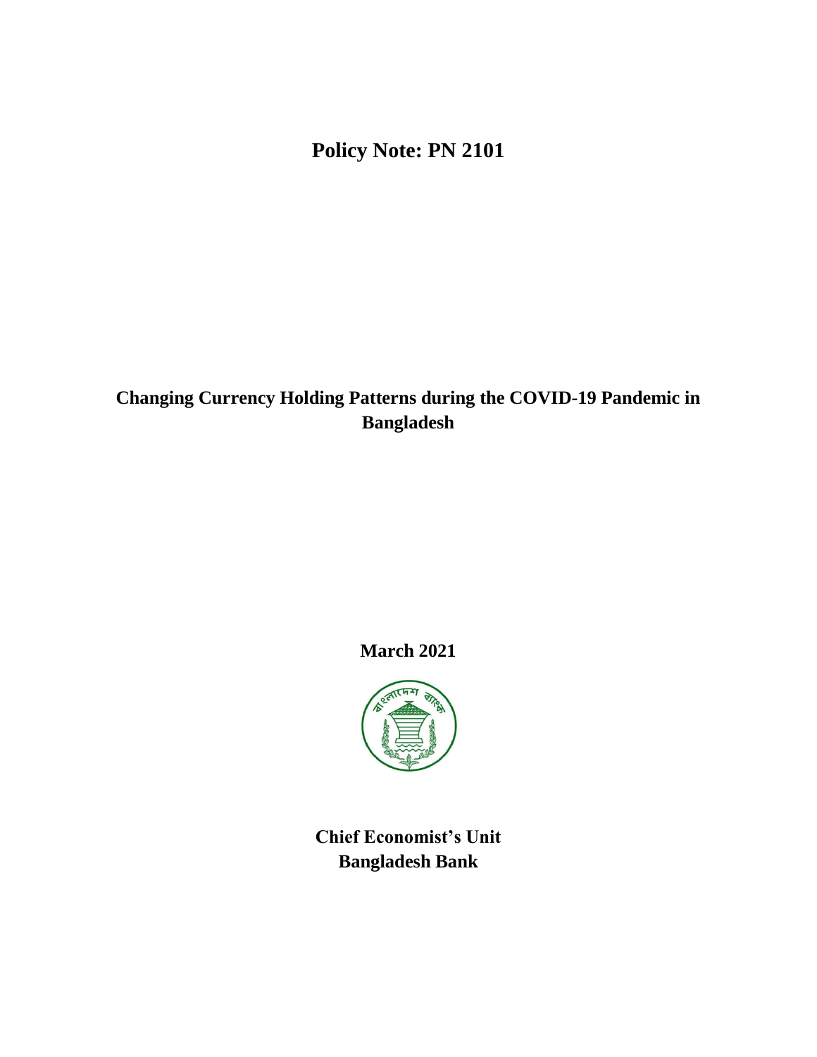**Policy Note: PN 2101**

# Changing Currency Holding Patterns during the COVID-19 Pandemic in Bangladesh

**March 2021**

**Chief Economist's Unit**
**Bangladesh Bank**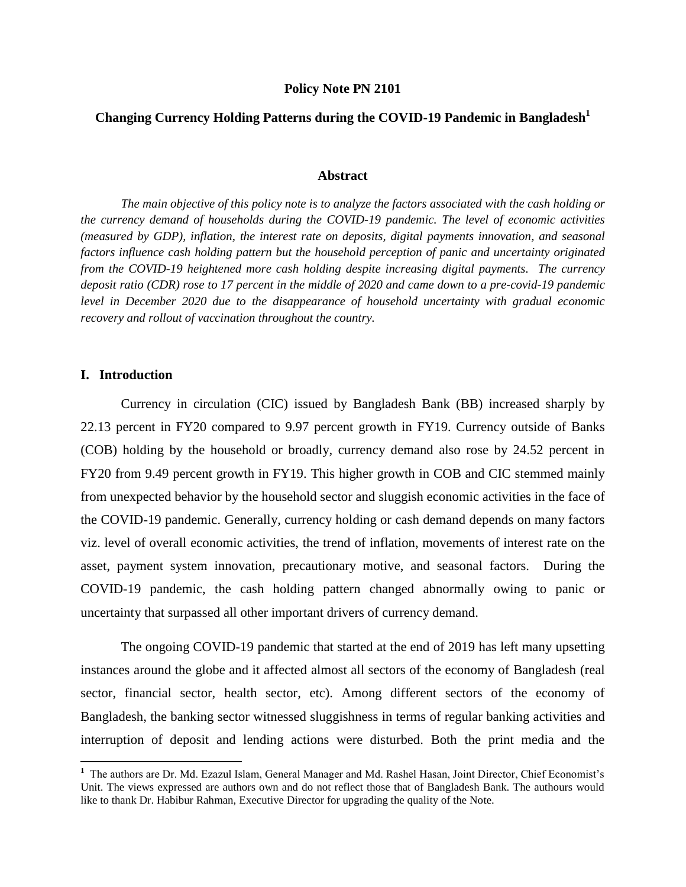**Policy Note PN 2101**

# Changing Currency Holding Patterns during the COVID-19 Pandemic in Bangladesh[1]

## Abstract

*The main objective of this policy note is to analyze the factors associated with the cash holding or the currency demand of households during the COVID-19 pandemic. The level of economic activities (measured by GDP), inflation, the interest rate on deposits, digital payments innovation, and seasonal factors influence cash holding pattern but the household perception of panic and uncertainty originated from the COVID-19 heightened more cash holding despite increasing digital payments. The currency deposit ratio (CDR) rose to 17 percent in the middle of 2020 and came down to a pre-covid-19 pandemic level in December 2020 due to the disappearance of household uncertainty with gradual economic recovery and rollout of vaccination throughout the country.*

## I. Introduction

Currency in circulation (CIC) issued by Bangladesh Bank (BB) increased sharply by 22.13 percent in FY20 compared to 9.97 percent growth in FY19. Currency outside of Banks (COB) holding by the household or broadly, currency demand also rose by 24.52 percent in FY20 from 9.49 percent growth in FY19. This higher growth in COB and CIC stemmed mainly from unexpected behavior by the household sector and sluggish economic activities in the face of the COVID-19 pandemic. Generally, currency holding or cash demand depends on many factors viz. level of overall economic activities, the trend of inflation, movements of interest rate on the asset, payment system innovation, precautionary motive, and seasonal factors. During the COVID-19 pandemic, the cash holding pattern changed abnormally owing to panic or uncertainty that surpassed all other important drivers of currency demand.

The ongoing COVID-19 pandemic that started at the end of 2019 has left many upsetting instances around the globe and it affected almost all sectors of the economy of Bangladesh (real sector, financial sector, health sector, etc). Among different sectors of the economy of Bangladesh, the banking sector witnessed sluggishness in terms of regular banking activities and interruption of deposit and lending actions were disturbed. Both the print media and the

---

[1] The authors are Dr. Md. Ezazul Islam, General Manager and Md. Rashel Hasan, Joint Director, Chief Economist's Unit. The views expressed are authors own and do not reflect those that of Bangladesh Bank. The authours would like to thank Dr. Habibur Rahman, Executive Director for upgrading the quality of the Note.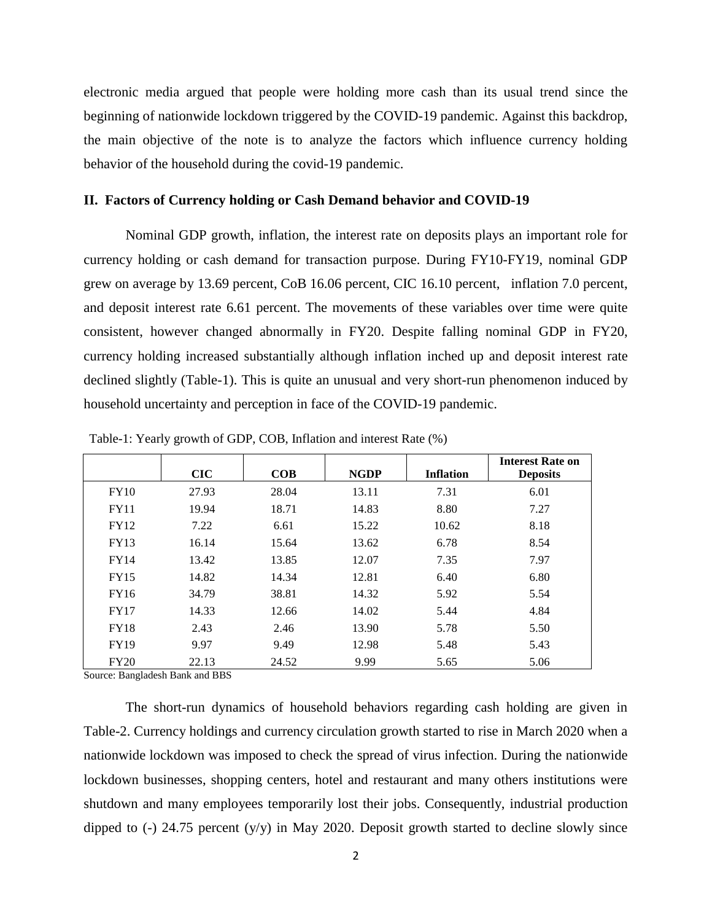electronic media argued that people were holding more cash than its usual trend since the beginning of nationwide lockdown triggered by the COVID-19 pandemic. Against this backdrop, the main objective of the note is to analyze the factors which influence currency holding behavior of the household during the covid-19 pandemic.

## II. Factors of Currency holding or Cash Demand behavior and COVID-19

Nominal GDP growth, inflation, the interest rate on deposits plays an important role for currency holding or cash demand for transaction purpose. During FY10-FY19, nominal GDP grew on average by 13.69 percent, CoB 16.06 percent, CIC 16.10 percent, inflation 7.0 percent, and deposit interest rate 6.61 percent. The movements of these variables over time were quite consistent, however changed abnormally in FY20. Despite falling nominal GDP in FY20, currency holding increased substantially although inflation inched up and deposit interest rate declined slightly (Table-1). This is quite an unusual and very short-run phenomenon induced by household uncertainty and perception in face of the COVID-19 pandemic.

Table-1: Yearly growth of GDP, COB, Inflation and interest Rate (%)

| | CIC | COB | NGDP | Inflation | Interest Rate on Deposits |
|---|---|---|---|---|---|
| FY10 | 27.93 | 28.04 | 13.11 | 7.31 | 6.01 |
| FY11 | 19.94 | 18.71 | 14.83 | 8.80 | 7.27 |
| FY12 | 7.22 | 6.61 | 15.22 | 10.62 | 8.18 |
| FY13 | 16.14 | 15.64 | 13.62 | 6.78 | 8.54 |
| FY14 | 13.42 | 13.85 | 12.07 | 7.35 | 7.97 |
| FY15 | 14.82 | 14.34 | 12.81 | 6.40 | 6.80 |
| FY16 | 34.79 | 38.81 | 14.32 | 5.92 | 5.54 |
| FY17 | 14.33 | 12.66 | 14.02 | 5.44 | 4.84 |
| FY18 | 2.43 | 2.46 | 13.90 | 5.78 | 5.50 |
| FY19 | 9.97 | 9.49 | 12.98 | 5.48 | 5.43 |
| FY20 | 22.13 | 24.52 | 9.99 | 5.65 | 5.06 |

Source: Bangladesh Bank and BBS

The short-run dynamics of household behaviors regarding cash holding are given in Table-2. Currency holdings and currency circulation growth started to rise in March 2020 when a nationwide lockdown was imposed to check the spread of virus infection. During the nationwide lockdown businesses, shopping centers, hotel and restaurant and many others institutions were shutdown and many employees temporarily lost their jobs. Consequently, industrial production dipped to (-) 24.75 percent (y/y) in May 2020. Deposit growth started to decline slowly since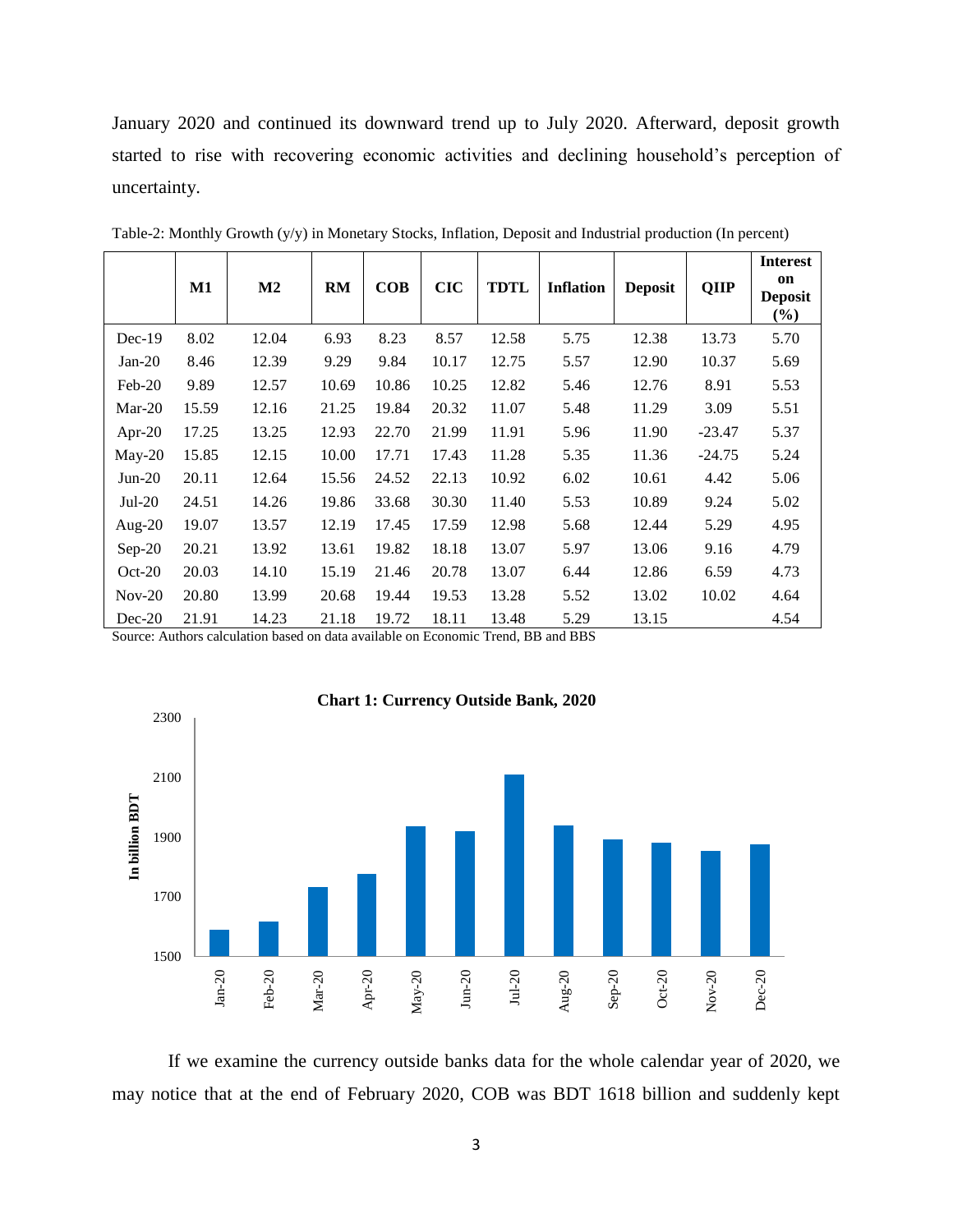January 2020 and continued its downward trend up to July 2020. Afterward, deposit growth started to rise with recovering economic activities and declining household's perception of uncertainty.

Table-2: Monthly Growth (y/y) in Monetary Stocks, Inflation, Deposit and Industrial production (In percent)

| | M1 | M2 | RM | COB | CIC | TDTL | Inflation | Deposit | QIIP | Interest on Deposit (%) |
|---|---|---|---|---|---|---|---|---|---|---|
| Dec-19 | 8.02 | 12.04 | 6.93 | 8.23 | 8.57 | 12.58 | 5.75 | 12.38 | 13.73 | 5.70 |
| Jan-20 | 8.46 | 12.39 | 9.29 | 9.84 | 10.17 | 12.75 | 5.57 | 12.90 | 10.37 | 5.69 |
| Feb-20 | 9.89 | 12.57 | 10.69 | 10.86 | 10.25 | 12.82 | 5.46 | 12.76 | 8.91 | 5.53 |
| Mar-20 | 15.59 | 12.16 | 21.25 | 19.84 | 20.32 | 11.07 | 5.48 | 11.29 | 3.09 | 5.51 |
| Apr-20 | 17.25 | 13.25 | 12.93 | 22.70 | 21.99 | 11.91 | 5.96 | 11.90 | -23.47 | 5.37 |
| May-20 | 15.85 | 12.15 | 10.00 | 17.71 | 17.43 | 11.28 | 5.35 | 11.36 | -24.75 | 5.24 |
| Jun-20 | 20.11 | 12.64 | 15.56 | 24.52 | 22.13 | 10.92 | 6.02 | 10.61 | 4.42 | 5.06 |
| Jul-20 | 24.51 | 14.26 | 19.86 | 33.68 | 30.30 | 11.40 | 5.53 | 10.89 | 9.24 | 5.02 |
| Aug-20 | 19.07 | 13.57 | 12.19 | 17.45 | 17.59 | 12.98 | 5.68 | 12.44 | 5.29 | 4.95 |
| Sep-20 | 20.21 | 13.92 | 13.61 | 19.82 | 18.18 | 13.07 | 5.97 | 13.06 | 9.16 | 4.79 |
| Oct-20 | 20.03 | 14.10 | 15.19 | 21.46 | 20.78 | 13.07 | 6.44 | 12.86 | 6.59 | 4.73 |
| Nov-20 | 20.80 | 13.99 | 20.68 | 19.44 | 19.53 | 13.28 | 5.52 | 13.02 | 10.02 | 4.64 |
| Dec-20 | 21.91 | 14.23 | 21.18 | 19.72 | 18.11 | 13.48 | 5.29 | 13.15 | | 4.54 |

Source: Authors calculation based on data available on Economic Trend, BB and BBS

**Chart 1: Currency Outside Bank, 2020**

If we examine the currency outside banks data for the whole calendar year of 2020, we may notice that at the end of February 2020, COB was BDT 1618 billion and suddenly kept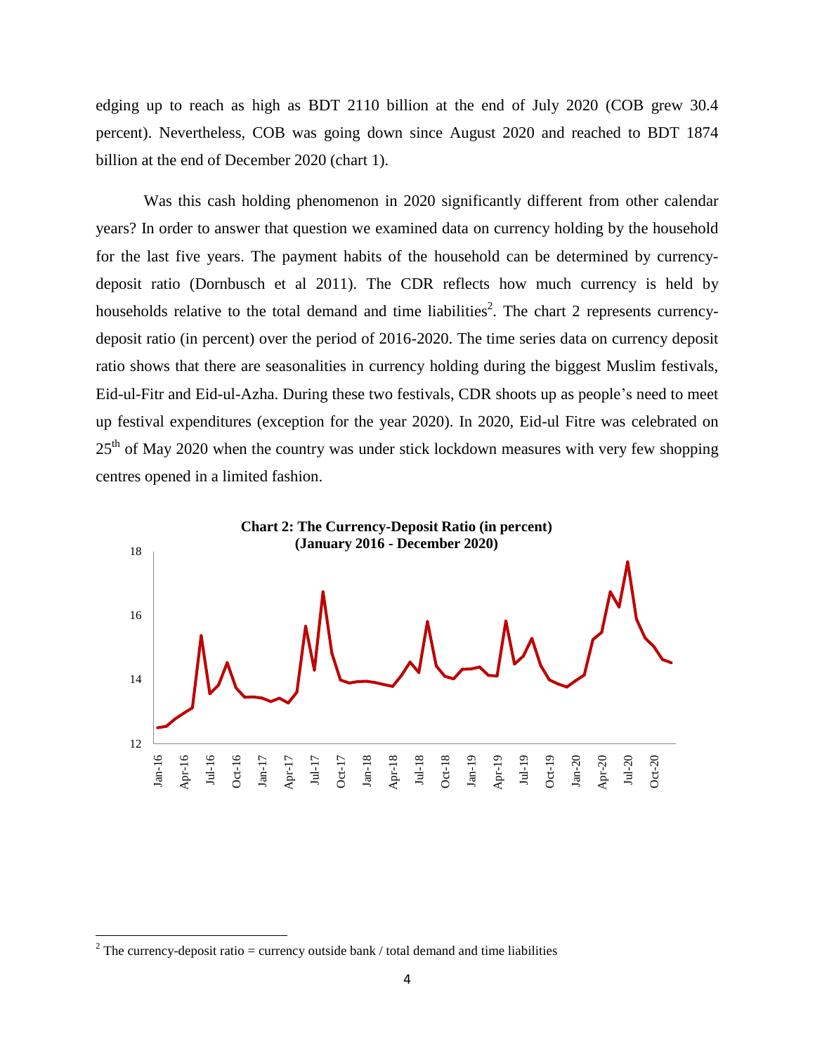edging up to reach as high as BDT 2110 billion at the end of July 2020 (COB grew 30.4 percent). Nevertheless, COB was going down since August 2020 and reached to BDT 1874 billion at the end of December 2020 (chart 1).

Was this cash holding phenomenon in 2020 significantly different from other calendar years? In order to answer that question we examined data on currency holding by the household for the last five years. The payment habits of the household can be determined by currency-deposit ratio (Dornbusch et al 2011). The CDR reflects how much currency is held by households relative to the total demand and time liabilities[2]. The chart 2 represents currency-deposit ratio (in percent) over the period of 2016-2020. The time series data on currency deposit ratio shows that there are seasonalities in currency holding during the biggest Muslim festivals, Eid-ul-Fitr and Eid-ul-Azha. During these two festivals, CDR shoots up as people's need to meet up festival expenditures (exception for the year 2020). In 2020, Eid-ul Fitre was celebrated on 25th of May 2020 when the country was under stick lockdown measures with very few shopping centres opened in a limited fashion.

**Chart 2: The Currency-Deposit Ratio (in percent)**
**(January 2016 - December 2020)**

[2] The currency-deposit ratio = currency outside bank / total demand and time liabilities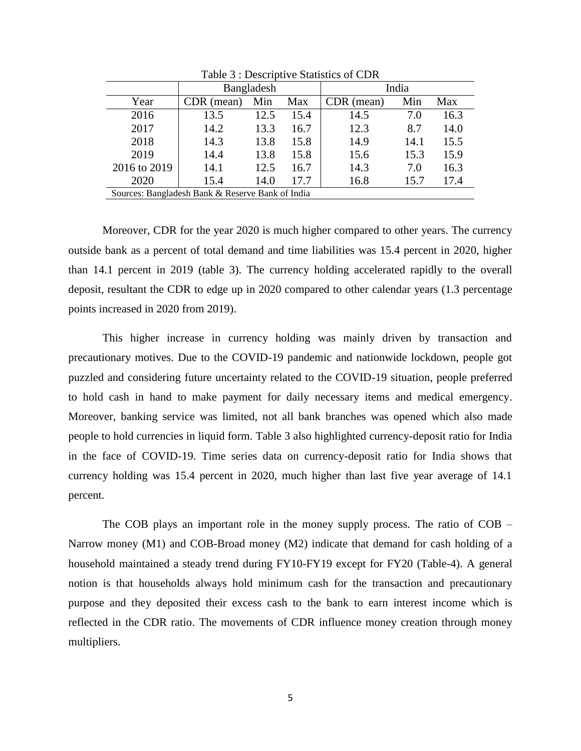Table 3 : Descriptive Statistics of CDR

| | Bangladesh | | | India | | |
|---|---|---|---|---|---|---|
| Year | CDR (mean) | Min | Max | CDR (mean) | Min | Max |
| 2016 | 13.5 | 12.5 | 15.4 | 14.5 | 7.0 | 16.3 |
| 2017 | 14.2 | 13.3 | 16.7 | 12.3 | 8.7 | 14.0 |
| 2018 | 14.3 | 13.8 | 15.8 | 14.9 | 14.1 | 15.5 |
| 2019 | 14.4 | 13.8 | 15.8 | 15.6 | 15.3 | 15.9 |
| 2016 to 2019 | 14.1 | 12.5 | 16.7 | 14.3 | 7.0 | 16.3 |
| 2020 | 15.4 | 14.0 | 17.7 | 16.8 | 15.7 | 17.4 |

Sources: Bangladesh Bank & Reserve Bank of India

Moreover, CDR for the year 2020 is much higher compared to other years. The currency outside bank as a percent of total demand and time liabilities was 15.4 percent in 2020, higher than 14.1 percent in 2019 (table 3). The currency holding accelerated rapidly to the overall deposit, resultant the CDR to edge up in 2020 compared to other calendar years (1.3 percentage points increased in 2020 from 2019).

This higher increase in currency holding was mainly driven by transaction and precautionary motives. Due to the COVID-19 pandemic and nationwide lockdown, people got puzzled and considering future uncertainty related to the COVID-19 situation, people preferred to hold cash in hand to make payment for daily necessary items and medical emergency. Moreover, banking service was limited, not all bank branches was opened which also made people to hold currencies in liquid form. Table 3 also highlighted currency-deposit ratio for India in the face of COVID-19. Time series data on currency-deposit ratio for India shows that currency holding was 15.4 percent in 2020, much higher than last five year average of 14.1 percent.

The COB plays an important role in the money supply process. The ratio of COB – Narrow money (M1) and COB-Broad money (M2) indicate that demand for cash holding of a household maintained a steady trend during FY10-FY19 except for FY20 (Table-4). A general notion is that households always hold minimum cash for the transaction and precautionary purpose and they deposited their excess cash to the bank to earn interest income which is reflected in the CDR ratio. The movements of CDR influence money creation through money multipliers.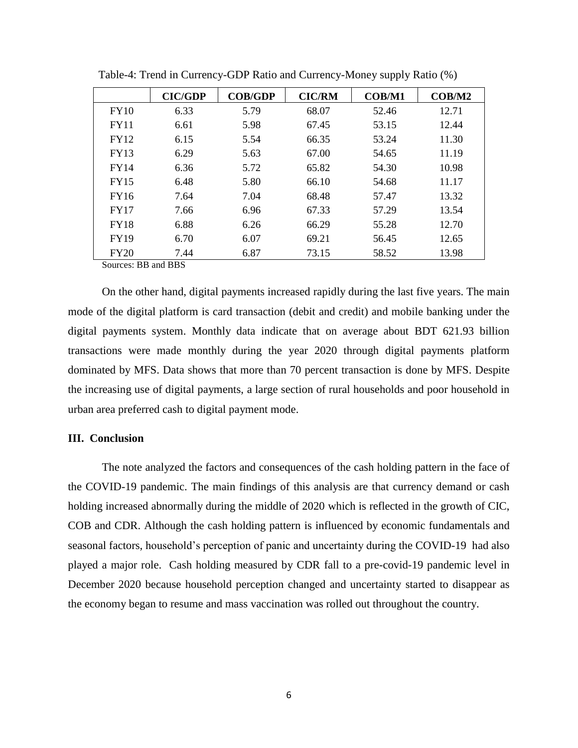Table-4: Trend in Currency-GDP Ratio and Currency-Money supply Ratio (%)

| | CIC/GDP | COB/GDP | CIC/RM | COB/M1 | COB/M2 |
|---|---|---|---|---|---|
| FY10 | 6.33 | 5.79 | 68.07 | 52.46 | 12.71 |
| FY11 | 6.61 | 5.98 | 67.45 | 53.15 | 12.44 |
| FY12 | 6.15 | 5.54 | 66.35 | 53.24 | 11.30 |
| FY13 | 6.29 | 5.63 | 67.00 | 54.65 | 11.19 |
| FY14 | 6.36 | 5.72 | 65.82 | 54.30 | 10.98 |
| FY15 | 6.48 | 5.80 | 66.10 | 54.68 | 11.17 |
| FY16 | 7.64 | 7.04 | 68.48 | 57.47 | 13.32 |
| FY17 | 7.66 | 6.96 | 67.33 | 57.29 | 13.54 |
| FY18 | 6.88 | 6.26 | 66.29 | 55.28 | 12.70 |
| FY19 | 6.70 | 6.07 | 69.21 | 56.45 | 12.65 |
| FY20 | 7.44 | 6.87 | 73.15 | 58.52 | 13.98 |

Sources: BB and BBS

On the other hand, digital payments increased rapidly during the last five years. The main mode of the digital platform is card transaction (debit and credit) and mobile banking under the digital payments system. Monthly data indicate that on average about BDT 621.93 billion transactions were made monthly during the year 2020 through digital payments platform dominated by MFS. Data shows that more than 70 percent transaction is done by MFS. Despite the increasing use of digital payments, a large section of rural households and poor household in urban area preferred cash to digital payment mode.

## III. Conclusion

The note analyzed the factors and consequences of the cash holding pattern in the face of the COVID-19 pandemic. The main findings of this analysis are that currency demand or cash holding increased abnormally during the middle of 2020 which is reflected in the growth of CIC, COB and CDR. Although the cash holding pattern is influenced by economic fundamentals and seasonal factors, household's perception of panic and uncertainty during the COVID-19 had also played a major role. Cash holding measured by CDR fall to a pre-covid-19 pandemic level in December 2020 because household perception changed and uncertainty started to disappear as the economy began to resume and mass vaccination was rolled out throughout the country.